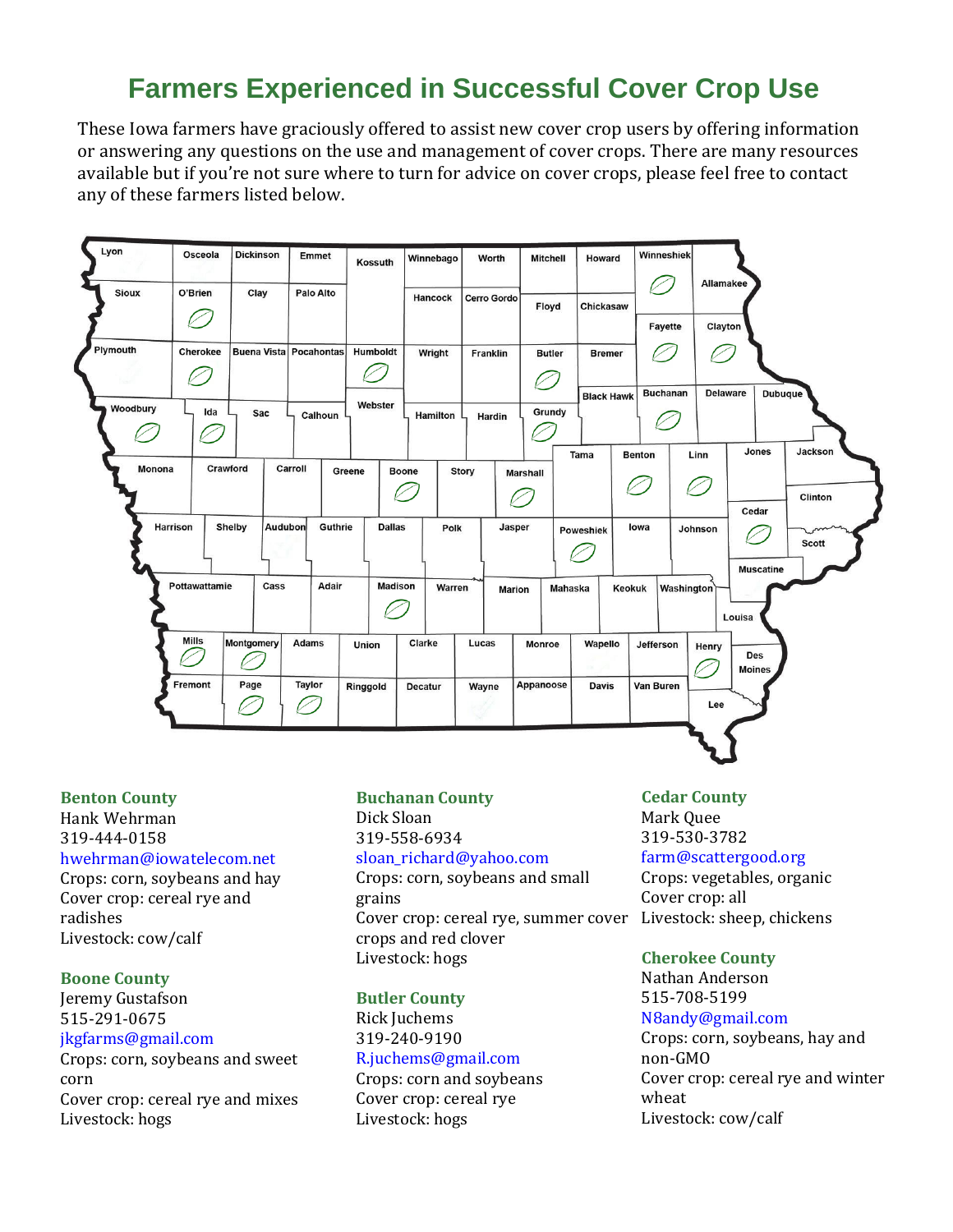# Farmers Experienced in Successful Cover Crop Use

These Iowa farmers have graciously offered to assist new cover crop users by offering information or answering any questions on the use and management of cover crops. There are many resources available but if you're not sure where to turn for advice on cover crops, please feel free to contact any of these farmers listed below.

### Benton County
Hank Wehrman
319-444-0158
hwehrman@iowatelecom.net
Crops: corn, soybeans and hay
Cover crop: cereal rye and radishes
Livestock: cow/calf

### Boone County
Jeremy Gustafson
515-291-0675
jkgfarms@gmail.com
Crops: corn, soybeans and sweet corn
Cover crop: cereal rye and mixes
Livestock: hogs

### Buchanan County
Dick Sloan
319-558-6934
sloan_richard@yahoo.com
Crops: corn, soybeans and small grains
Cover crop: cereal rye, summer cover crops and red clover
Livestock: hogs

### Butler County
Rick Juchems
319-240-9190
R.juchems@gmail.com
Crops: corn and soybeans
Cover crop: cereal rye
Livestock: hogs

### Cedar County
Mark Quee
319-530-3782
farm@scattergood.org
Crops: vegetables, organic
Cover crop: all
Livestock: sheep, chickens

### Cherokee County
Nathan Anderson
515-708-5199
N8andy@gmail.com
Crops: corn, soybeans, hay and non-GMO
Cover crop: cereal rye and winter wheat
Livestock: cow/calf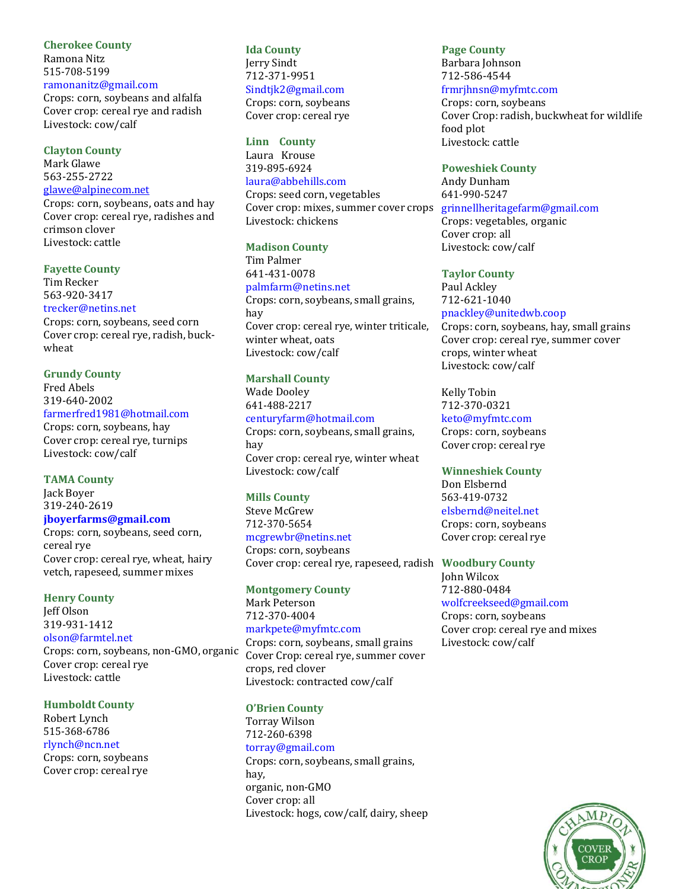### Cherokee County
Ramona Nitz
515-708-5199
ramonanitz@gmail.com
Crops: corn, soybeans and alfalfa
Cover crop: cereal rye and radish
Livestock: cow/calf

### Clayton County
Mark Glawe
563-255-2722
glawe@alpinecom.net
Crops: corn, soybeans, oats and hay
Cover crop: cereal rye, radishes and crimson clover
Livestock: cattle

### Fayette County
Tim Recker
563-920-3417
trecker@netins.net
Crops: corn, soybeans, seed corn
Cover crop: cereal rye, radish, buck-wheat

### Grundy County
Fred Abels
319-640-2002
farmerfred1981@hotmail.com
Crops: corn, soybeans, hay
Cover crop: cereal rye, turnips
Livestock: cow/calf

### TAMA County
Jack Boyer
319-240-2619
**jboyerfarms@gmail.com**
Crops: corn, soybeans, seed corn, cereal rye
Cover crop: cereal rye, wheat, hairy vetch, rapeseed, summer mixes

### Henry County
Jeff Olson
319-931-1412
olson@farmtel.net
Crops: corn, soybeans, non-GMO, organic
Cover crop: cereal rye
Livestock: cattle

### Humboldt County
Robert Lynch
515-368-6786
rlynch@ncn.net
Crops: corn, soybeans
Cover crop: cereal rye

### Ida County
Jerry Sindt
712-371-9951
Sindtjk2@gmail.com
Crops: corn, soybeans
Cover crop: cereal rye

### Linn County
Laura Krouse
319-895-6924
laura@abbehills.com
Crops: seed corn, vegetables
Cover crop: mixes, summer cover crops
Livestock: chickens

### Madison County
Tim Palmer
641-431-0078
palmfarm@netins.net
Crops: corn, soybeans, small grains, hay
Cover crop: cereal rye, winter triticale, winter wheat, oats
Livestock: cow/calf

### Marshall County
Wade Dooley
641-488-2217
centuryfarm@hotmail.com
Crops: corn, soybeans, small grains, hay
Cover crop: cereal rye, winter wheat
Livestock: cow/calf

### Mills County
Steve McGrew
712-370-5654
mcgrewbr@netins.net
Crops: corn, soybeans
Cover crop: cereal rye, rapeseed, radish

### Montgomery County
Mark Peterson
712-370-4004
markpete@myfmtc.com
Crops: corn, soybeans, small grains
Cover Crop: cereal rye, summer cover crops, red clover
Livestock: contracted cow/calf

### O'Brien County
Torray Wilson
712-260-6398
torray@gmail.com
Crops: corn, soybeans, small grains, hay,
organic, non-GMO
Cover crop: all
Livestock: hogs, cow/calf, dairy, sheep

### Page County
Barbara Johnson
712-586-4544
frmrjhnsn@myfmtc.com
Crops: corn, soybeans
Cover Crop: radish, buckwheat for wildlife food plot
Livestock: cattle

### Poweshiek County
Andy Dunham
641-990-5247
grinnellheritagefarm@gmail.com
Crops: vegetables, organic
Cover crop: all
Livestock: cow/calf

### Taylor County
Paul Ackley
712-621-1040
pnackley@unitedwb.coop
Crops: corn, soybeans, hay, small grains
Cover crop: cereal rye, summer cover crops, winter wheat
Livestock: cow/calf

Kelly Tobin
712-370-0321
keto@myfmtc.com
Crops: corn, soybeans
Cover crop: cereal rye

### Winneshiek County
Don Elsbernd
563-419-0732
elsbernd@neitel.net
Crops: corn, soybeans
Cover crop: cereal rye

### Woodbury County
John Wilcox
712-880-0484
wolfcreekseed@gmail.com
Crops: corn, soybeans
Cover crop: cereal rye and mixes
Livestock: cow/calf